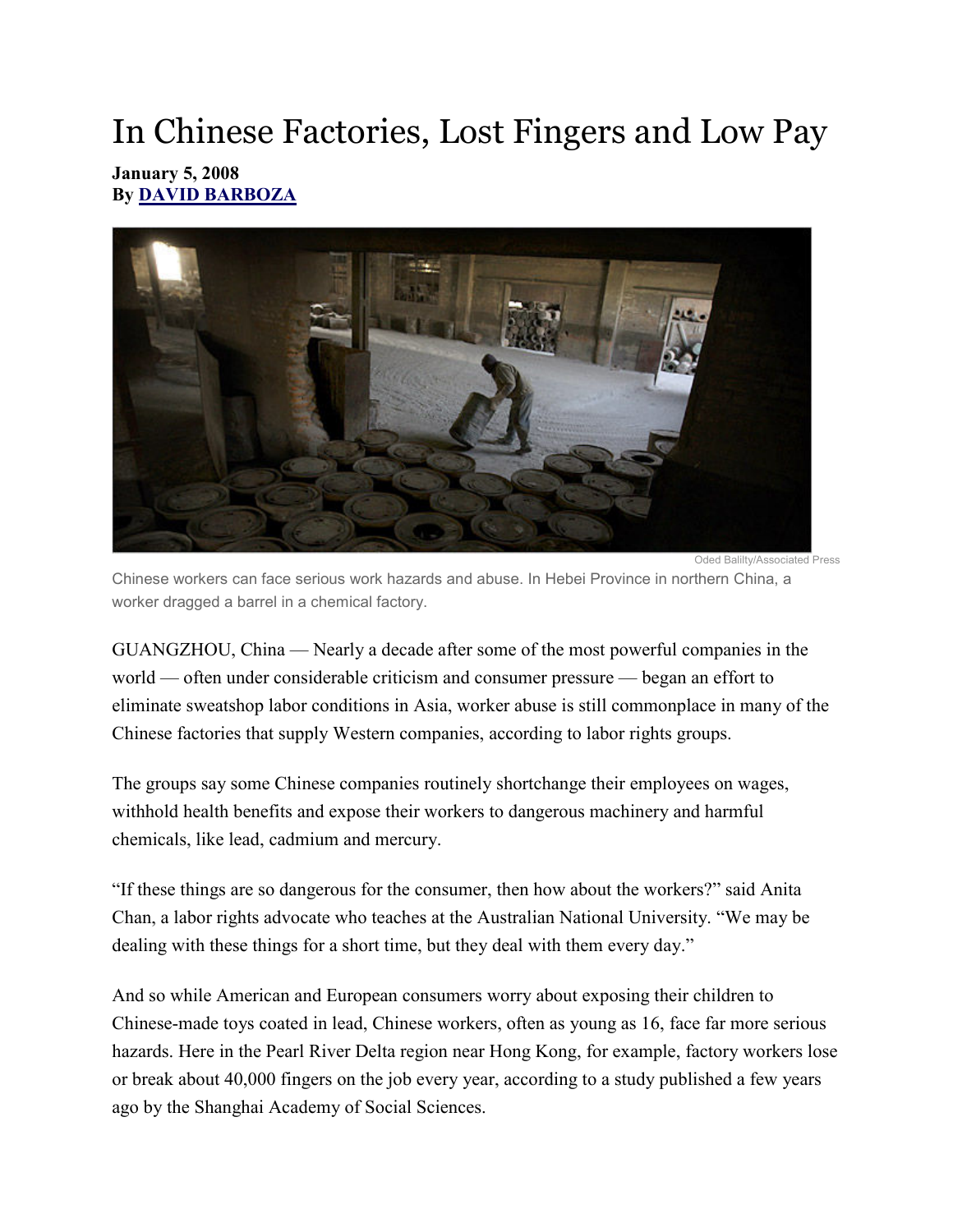# In Chinese Factories, Lost Fingers and Low Pay

**January 5, 2008**
**By DAVID BARBOZA**

Oded Balilty/Associated Press

Chinese workers can face serious work hazards and abuse. In Hebei Province in northern China, a worker dragged a barrel in a chemical factory.

GUANGZHOU, China — Nearly a decade after some of the most powerful companies in the world — often under considerable criticism and consumer pressure — began an effort to eliminate sweatshop labor conditions in Asia, worker abuse is still commonplace in many of the Chinese factories that supply Western companies, according to labor rights groups.

The groups say some Chinese companies routinely shortchange their employees on wages, withhold health benefits and expose their workers to dangerous machinery and harmful chemicals, like lead, cadmium and mercury.

"If these things are so dangerous for the consumer, then how about the workers?" said Anita Chan, a labor rights advocate who teaches at the Australian National University. "We may be dealing with these things for a short time, but they deal with them every day."

And so while American and European consumers worry about exposing their children to Chinese-made toys coated in lead, Chinese workers, often as young as 16, face far more serious hazards. Here in the Pearl River Delta region near Hong Kong, for example, factory workers lose or break about 40,000 fingers on the job every year, according to a study published a few years ago by the Shanghai Academy of Social Sciences.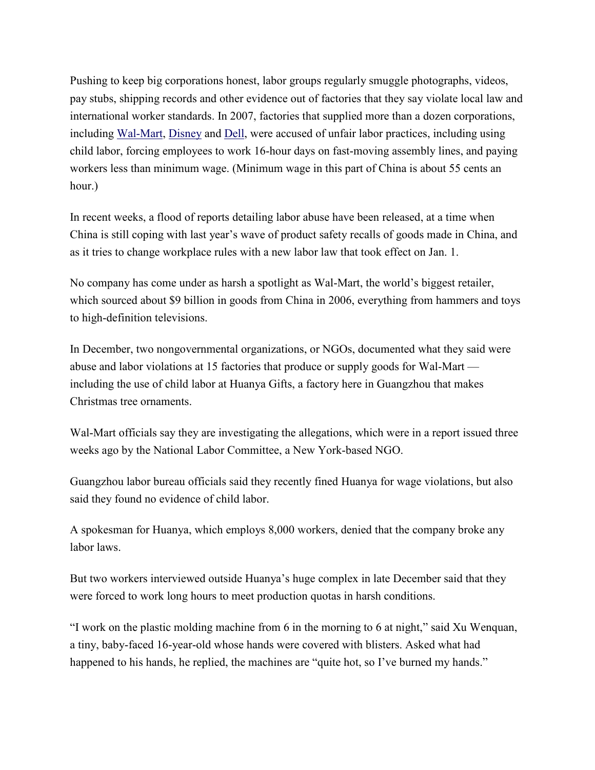Pushing to keep big corporations honest, labor groups regularly smuggle photographs, videos, pay stubs, shipping records and other evidence out of factories that they say violate local law and international worker standards. In 2007, factories that supplied more than a dozen corporations, including Wal-Mart, Disney and Dell, were accused of unfair labor practices, including using child labor, forcing employees to work 16-hour days on fast-moving assembly lines, and paying workers less than minimum wage. (Minimum wage in this part of China is about 55 cents an hour.)

In recent weeks, a flood of reports detailing labor abuse have been released, at a time when China is still coping with last year's wave of product safety recalls of goods made in China, and as it tries to change workplace rules with a new labor law that took effect on Jan. 1.

No company has come under as harsh a spotlight as Wal-Mart, the world's biggest retailer, which sourced about $9 billion in goods from China in 2006, everything from hammers and toys to high-definition televisions.

In December, two nongovernmental organizations, or NGOs, documented what they said were abuse and labor violations at 15 factories that produce or supply goods for Wal-Mart — including the use of child labor at Huanya Gifts, a factory here in Guangzhou that makes Christmas tree ornaments.

Wal-Mart officials say they are investigating the allegations, which were in a report issued three weeks ago by the National Labor Committee, a New York-based NGO.

Guangzhou labor bureau officials said they recently fined Huanya for wage violations, but also said they found no evidence of child labor.

A spokesman for Huanya, which employs 8,000 workers, denied that the company broke any labor laws.

But two workers interviewed outside Huanya's huge complex in late December said that they were forced to work long hours to meet production quotas in harsh conditions.

"I work on the plastic molding machine from 6 in the morning to 6 at night," said Xu Wenquan, a tiny, baby-faced 16-year-old whose hands were covered with blisters. Asked what had happened to his hands, he replied, the machines are "quite hot, so I've burned my hands."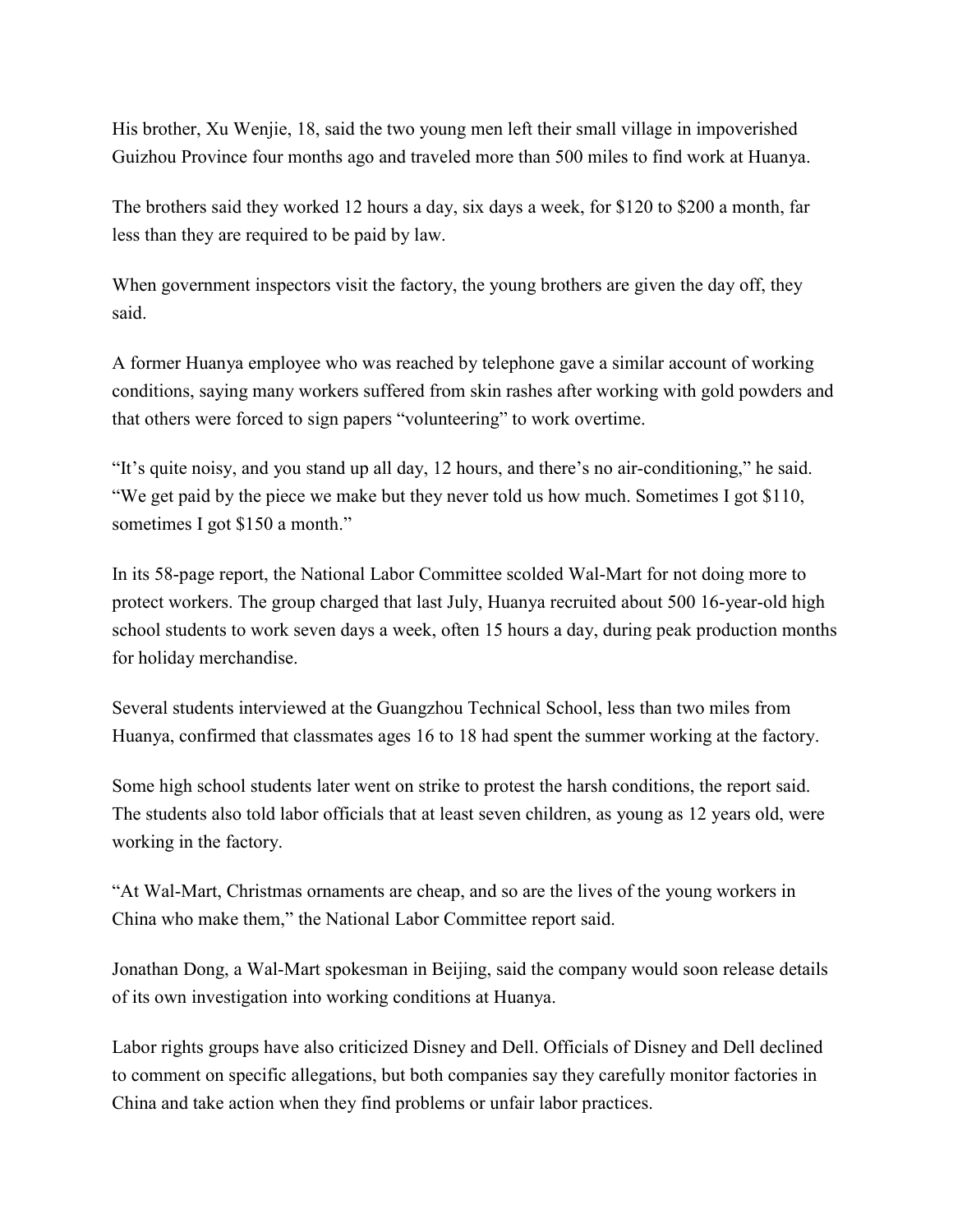His brother, Xu Wenjie, 18, said the two young men left their small village in impoverished Guizhou Province four months ago and traveled more than 500 miles to find work at Huanya.

The brothers said they worked 12 hours a day, six days a week, for $120 to $200 a month, far less than they are required to be paid by law.

When government inspectors visit the factory, the young brothers are given the day off, they said.

A former Huanya employee who was reached by telephone gave a similar account of working conditions, saying many workers suffered from skin rashes after working with gold powders and that others were forced to sign papers “volunteering” to work overtime.

“It’s quite noisy, and you stand up all day, 12 hours, and there’s no air-conditioning,” he said. “We get paid by the piece we make but they never told us how much. Sometimes I got $110, sometimes I got $150 a month.”

In its 58-page report, the National Labor Committee scolded Wal-Mart for not doing more to protect workers. The group charged that last July, Huanya recruited about 500 16-year-old high school students to work seven days a week, often 15 hours a day, during peak production months for holiday merchandise.

Several students interviewed at the Guangzhou Technical School, less than two miles from Huanya, confirmed that classmates ages 16 to 18 had spent the summer working at the factory.

Some high school students later went on strike to protest the harsh conditions, the report said. The students also told labor officials that at least seven children, as young as 12 years old, were working in the factory.

“At Wal-Mart, Christmas ornaments are cheap, and so are the lives of the young workers in China who make them,” the National Labor Committee report said.

Jonathan Dong, a Wal-Mart spokesman in Beijing, said the company would soon release details of its own investigation into working conditions at Huanya.

Labor rights groups have also criticized Disney and Dell. Officials of Disney and Dell declined to comment on specific allegations, but both companies say they carefully monitor factories in China and take action when they find problems or unfair labor practices.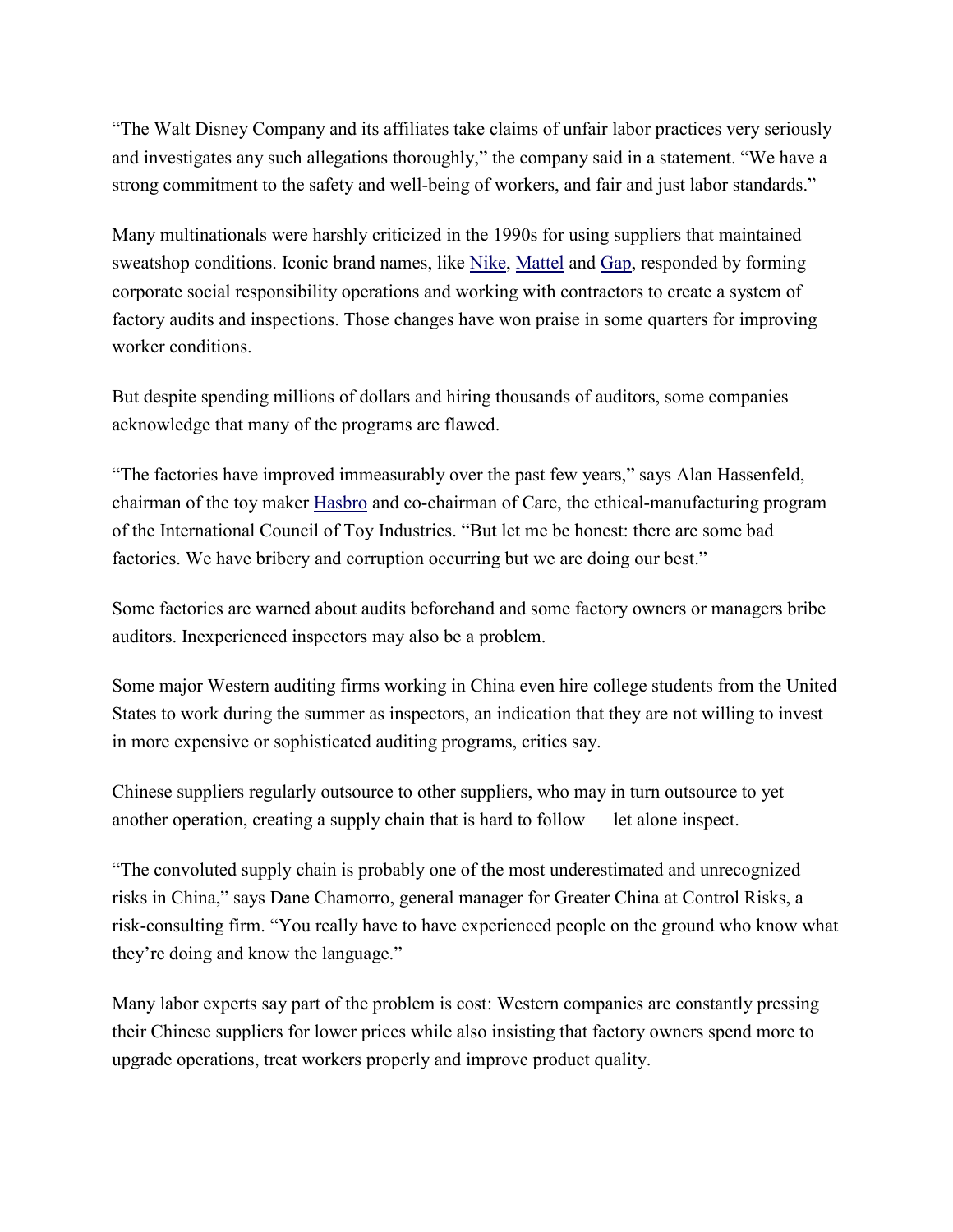“The Walt Disney Company and its affiliates take claims of unfair labor practices very seriously and investigates any such allegations thoroughly,” the company said in a statement. “We have a strong commitment to the safety and well-being of workers, and fair and just labor standards.”

Many multinationals were harshly criticized in the 1990s for using suppliers that maintained sweatshop conditions. Iconic brand names, like Nike, Mattel and Gap, responded by forming corporate social responsibility operations and working with contractors to create a system of factory audits and inspections. Those changes have won praise in some quarters for improving worker conditions.

But despite spending millions of dollars and hiring thousands of auditors, some companies acknowledge that many of the programs are flawed.

“The factories have improved immeasurably over the past few years,” says Alan Hassenfeld, chairman of the toy maker Hasbro and co-chairman of Care, the ethical-manufacturing program of the International Council of Toy Industries. “But let me be honest: there are some bad factories. We have bribery and corruption occurring but we are doing our best.”

Some factories are warned about audits beforehand and some factory owners or managers bribe auditors. Inexperienced inspectors may also be a problem.

Some major Western auditing firms working in China even hire college students from the United States to work during the summer as inspectors, an indication that they are not willing to invest in more expensive or sophisticated auditing programs, critics say.

Chinese suppliers regularly outsource to other suppliers, who may in turn outsource to yet another operation, creating a supply chain that is hard to follow — let alone inspect.

“The convoluted supply chain is probably one of the most underestimated and unrecognized risks in China,” says Dane Chamorro, general manager for Greater China at Control Risks, a risk-consulting firm. “You really have to have experienced people on the ground who know what they’re doing and know the language.”

Many labor experts say part of the problem is cost: Western companies are constantly pressing their Chinese suppliers for lower prices while also insisting that factory owners spend more to upgrade operations, treat workers properly and improve product quality.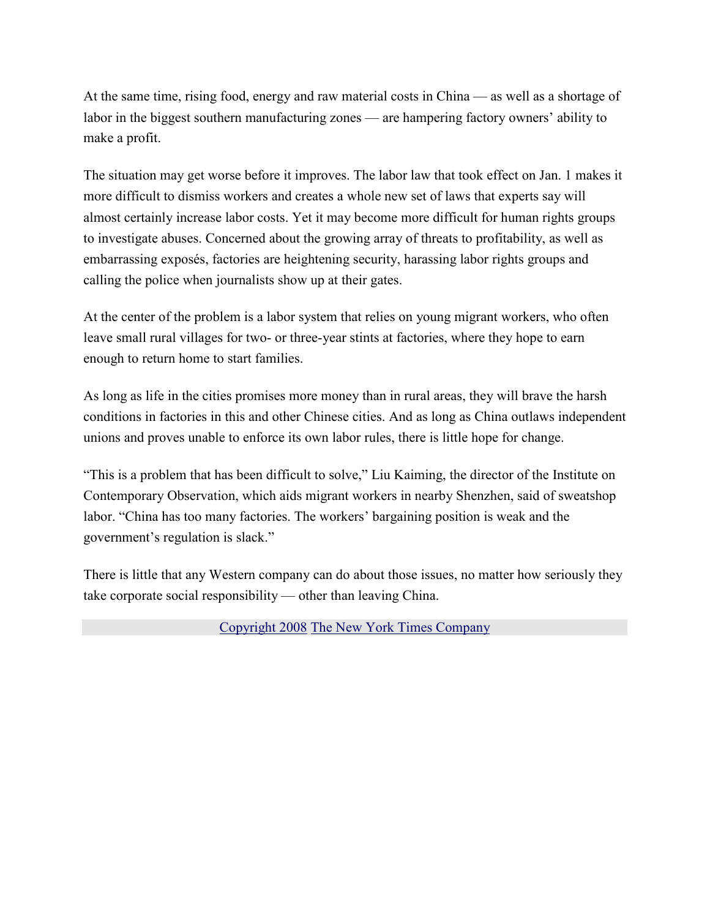At the same time, rising food, energy and raw material costs in China — as well as a shortage of labor in the biggest southern manufacturing zones — are hampering factory owners' ability to make a profit.

The situation may get worse before it improves. The labor law that took effect on Jan. 1 makes it more difficult to dismiss workers and creates a whole new set of laws that experts say will almost certainly increase labor costs. Yet it may become more difficult for human rights groups to investigate abuses. Concerned about the growing array of threats to profitability, as well as embarrassing exposés, factories are heightening security, harassing labor rights groups and calling the police when journalists show up at their gates.

At the center of the problem is a labor system that relies on young migrant workers, who often leave small rural villages for two- or three-year stints at factories, where they hope to earn enough to return home to start families.

As long as life in the cities promises more money than in rural areas, they will brave the harsh conditions in factories in this and other Chinese cities. And as long as China outlaws independent unions and proves unable to enforce its own labor rules, there is little hope for change.

"This is a problem that has been difficult to solve," Liu Kaiming, the director of the Institute on Contemporary Observation, which aids migrant workers in nearby Shenzhen, said of sweatshop labor. "China has too many factories. The workers' bargaining position is weak and the government's regulation is slack."

There is little that any Western company can do about those issues, no matter how seriously they take corporate social responsibility — other than leaving China.

Copyright 2008 The New York Times Company